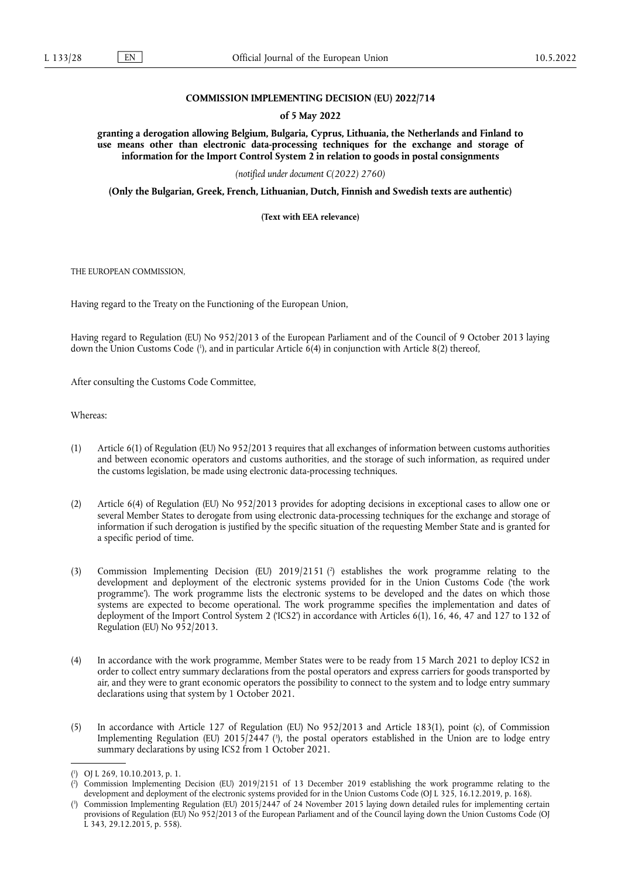**COMMISSION IMPLEMENTING DECISION (EU) 2022/714**

**of 5 May 2022**

**granting a derogation allowing Belgium, Bulgaria, Cyprus, Lithuania, the Netherlands and Finland to use means other than electronic data-processing techniques for the exchange and storage of information for the Import Control System 2 in relation to goods in postal consignments**

*(notified under document C(2022) 2760)*

**(Only the Bulgarian, Greek, French, Lithuanian, Dutch, Finnish and Swedish texts are authentic)**

**(Text with EEA relevance)**

THE EUROPEAN COMMISSION,

Having regard to the Treaty on the Functioning of the European Union,

Having regard to Regulation (EU) No 952/2013 of the European Parliament and of the Council of 9 October 2013 laying down the Union Customs Code ([1]), and in particular Article 6(4) in conjunction with Article 8(2) thereof,

After consulting the Customs Code Committee,

Whereas:

(1) Article 6(1) of Regulation (EU) No 952/2013 requires that all exchanges of information between customs authorities and between economic operators and customs authorities, and the storage of such information, as required under the customs legislation, be made using electronic data-processing techniques.

(2) Article 6(4) of Regulation (EU) No 952/2013 provides for adopting decisions in exceptional cases to allow one or several Member States to derogate from using electronic data-processing techniques for the exchange and storage of information if such derogation is justified by the specific situation of the requesting Member State and is granted for a specific period of time.

(3) Commission Implementing Decision (EU) 2019/2151 ([2]) establishes the work programme relating to the development and deployment of the electronic systems provided for in the Union Customs Code ('the work programme'). The work programme lists the electronic systems to be developed and the dates on which those systems are expected to become operational. The work programme specifies the implementation and dates of deployment of the Import Control System 2 ('ICS2') in accordance with Articles 6(1), 16, 46, 47 and 127 to 132 of Regulation (EU) No 952/2013.

(4) In accordance with the work programme, Member States were to be ready from 15 March 2021 to deploy ICS2 in order to collect entry summary declarations from the postal operators and express carriers for goods transported by air, and they were to grant economic operators the possibility to connect to the system and to lodge entry summary declarations using that system by 1 October 2021.

(5) In accordance with Article 127 of Regulation (EU) No 952/2013 and Article 183(1), point (c), of Commission Implementing Regulation (EU) 2015/2447 ([3]), the postal operators established in the Union are to lodge entry summary declarations by using ICS2 from 1 October 2021.

---

([1]) OJ L 269, 10.10.2013, p. 1.

([2]) Commission Implementing Decision (EU) 2019/2151 of 13 December 2019 establishing the work programme relating to the development and deployment of the electronic systems provided for in the Union Customs Code (OJ L 325, 16.12.2019, p. 168).

([3]) Commission Implementing Regulation (EU) 2015/2447 of 24 November 2015 laying down detailed rules for implementing certain provisions of Regulation (EU) No 952/2013 of the European Parliament and of the Council laying down the Union Customs Code (OJ L 343, 29.12.2015, p. 558).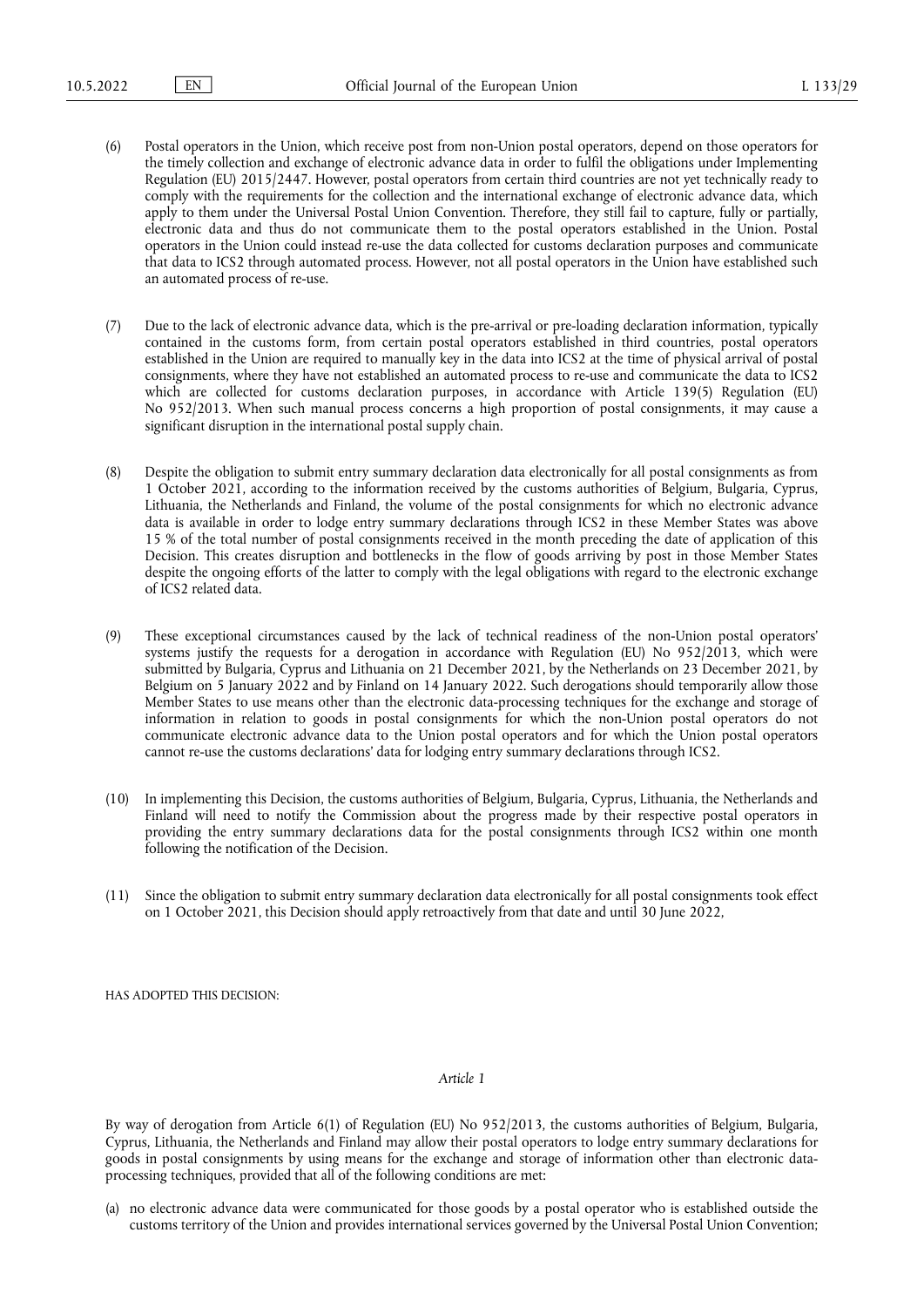(6) Postal operators in the Union, which receive post from non-Union postal operators, depend on those operators for the timely collection and exchange of electronic advance data in order to fulfil the obligations under Implementing Regulation (EU) 2015/2447. However, postal operators from certain third countries are not yet technically ready to comply with the requirements for the collection and the international exchange of electronic advance data, which apply to them under the Universal Postal Union Convention. Therefore, they still fail to capture, fully or partially, electronic data and thus do not communicate them to the postal operators established in the Union. Postal operators in the Union could instead re-use the data collected for customs declaration purposes and communicate that data to ICS2 through automated process. However, not all postal operators in the Union have established such an automated process of re-use.

(7) Due to the lack of electronic advance data, which is the pre-arrival or pre-loading declaration information, typically contained in the customs form, from certain postal operators established in third countries, postal operators established in the Union are required to manually key in the data into ICS2 at the time of physical arrival of postal consignments, where they have not established an automated process to re-use and communicate the data to ICS2 which are collected for customs declaration purposes, in accordance with Article 139(5) Regulation (EU) No 952/2013. When such manual process concerns a high proportion of postal consignments, it may cause a significant disruption in the international postal supply chain.

(8) Despite the obligation to submit entry summary declaration data electronically for all postal consignments as from 1 October 2021, according to the information received by the customs authorities of Belgium, Bulgaria, Cyprus, Lithuania, the Netherlands and Finland, the volume of the postal consignments for which no electronic advance data is available in order to lodge entry summary declarations through ICS2 in these Member States was above 15 % of the total number of postal consignments received in the month preceding the date of application of this Decision. This creates disruption and bottlenecks in the flow of goods arriving by post in those Member States despite the ongoing efforts of the latter to comply with the legal obligations with regard to the electronic exchange of ICS2 related data.

(9) These exceptional circumstances caused by the lack of technical readiness of the non-Union postal operators' systems justify the requests for a derogation in accordance with Regulation (EU) No 952/2013, which were submitted by Bulgaria, Cyprus and Lithuania on 21 December 2021, by the Netherlands on 23 December 2021, by Belgium on 5 January 2022 and by Finland on 14 January 2022. Such derogations should temporarily allow those Member States to use means other than the electronic data-processing techniques for the exchange and storage of information in relation to goods in postal consignments for which the non-Union postal operators do not communicate electronic advance data to the Union postal operators and for which the Union postal operators cannot re-use the customs declarations' data for lodging entry summary declarations through ICS2.

(10) In implementing this Decision, the customs authorities of Belgium, Bulgaria, Cyprus, Lithuania, the Netherlands and Finland will need to notify the Commission about the progress made by their respective postal operators in providing the entry summary declarations data for the postal consignments through ICS2 within one month following the notification of the Decision.

(11) Since the obligation to submit entry summary declaration data electronically for all postal consignments took effect on 1 October 2021, this Decision should apply retroactively from that date and until 30 June 2022,

HAS ADOPTED THIS DECISION:

*Article 1*

By way of derogation from Article 6(1) of Regulation (EU) No 952/2013, the customs authorities of Belgium, Bulgaria, Cyprus, Lithuania, the Netherlands and Finland may allow their postal operators to lodge entry summary declarations for goods in postal consignments by using means for the exchange and storage of information other than electronic data-processing techniques, provided that all of the following conditions are met:

(a) no electronic advance data were communicated for those goods by a postal operator who is established outside the customs territory of the Union and provides international services governed by the Universal Postal Union Convention;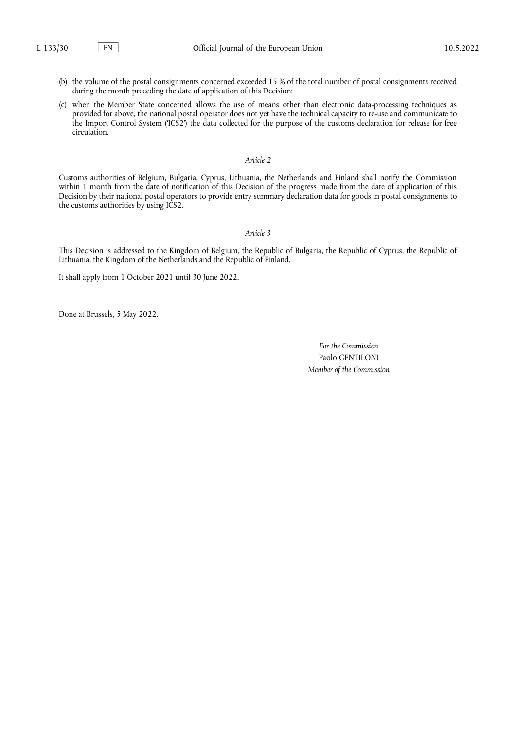(b) the volume of the postal consignments concerned exceeded 15 % of the total number of postal consignments received during the month preceding the date of application of this Decision;

(c) when the Member State concerned allows the use of means other than electronic data-processing techniques as provided for above, the national postal operator does not yet have the technical capacity to re-use and communicate to the Import Control System ('ICS2') the data collected for the purpose of the customs declaration for release for free circulation.

*Article 2*

Customs authorities of Belgium, Bulgaria, Cyprus, Lithuania, the Netherlands and Finland shall notify the Commission within 1 month from the date of notification of this Decision of the progress made from the date of application of this Decision by their national postal operators to provide entry summary declaration data for goods in postal consignments to the customs authorities by using ICS2.

*Article 3*

This Decision is addressed to the Kingdom of Belgium, the Republic of Bulgaria, the Republic of Cyprus, the Republic of Lithuania, the Kingdom of the Netherlands and the Republic of Finland.

It shall apply from 1 October 2021 until 30 June 2022.

Done at Brussels, 5 May 2022.

*For the Commission*
Paolo GENTILONI
*Member of the Commission*